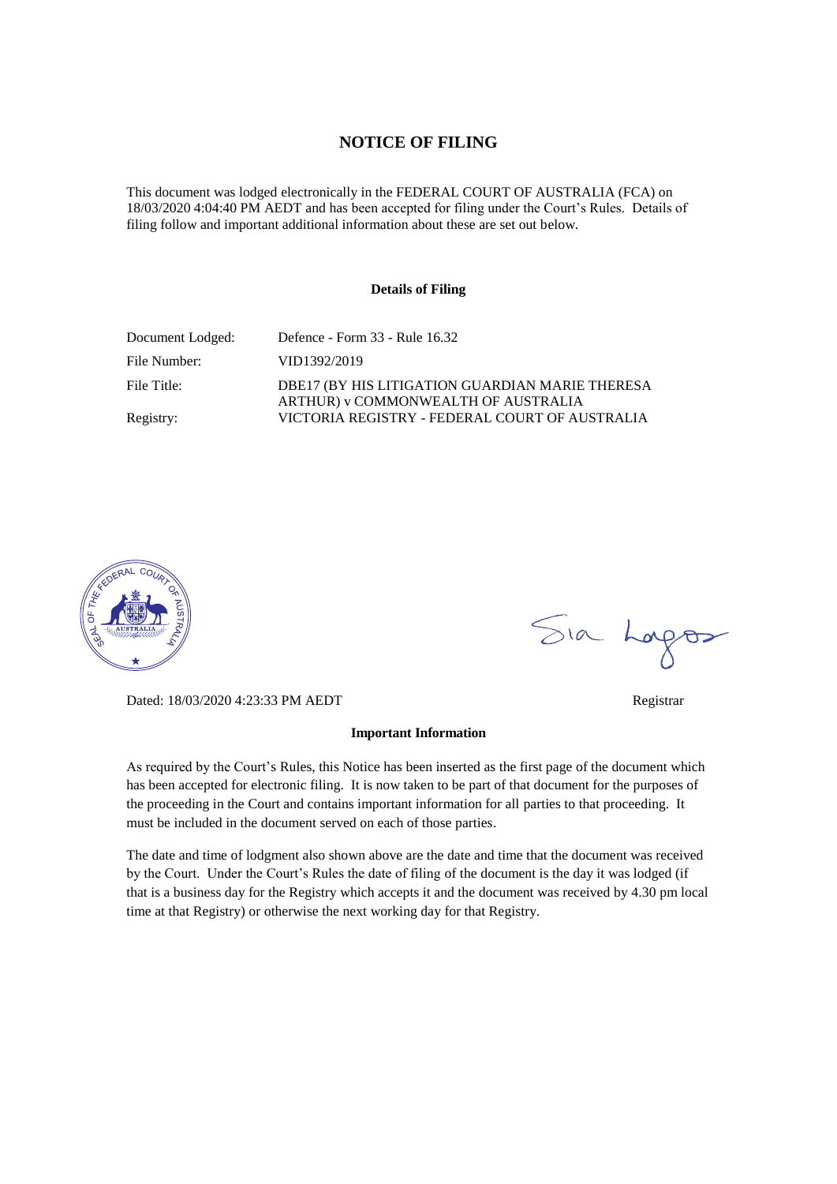# NOTICE OF FILING

This document was lodged electronically in the FEDERAL COURT OF AUSTRALIA (FCA) on 18/03/2020 4:04:40 PM AEDT and has been accepted for filing under the Court's Rules. Details of filing follow and important additional information about these are set out below.

## Details of Filing

| | |
|---|---|
| Document Lodged: | Defence - Form 33 - Rule 16.32 |
| File Number: | VID1392/2019 |
| File Title: | DBE17 (BY HIS LITIGATION GUARDIAN MARIE THERESA ARTHUR) v COMMONWEALTH OF AUSTRALIA |
| Registry: | VICTORIA REGISTRY - FEDERAL COURT OF AUSTRALIA |

Dated: 18/03/2020 4:23:33 PM AEDT

Registrar

## Important Information

As required by the Court's Rules, this Notice has been inserted as the first page of the document which has been accepted for electronic filing. It is now taken to be part of that document for the purposes of the proceeding in the Court and contains important information for all parties to that proceeding. It must be included in the document served on each of those parties.

The date and time of lodgment also shown above are the date and time that the document was received by the Court. Under the Court's Rules the date of filing of the document is the day it was lodged (if that is a business day for the Registry which accepts it and the document was received by 4.30 pm local time at that Registry) or otherwise the next working day for that Registry.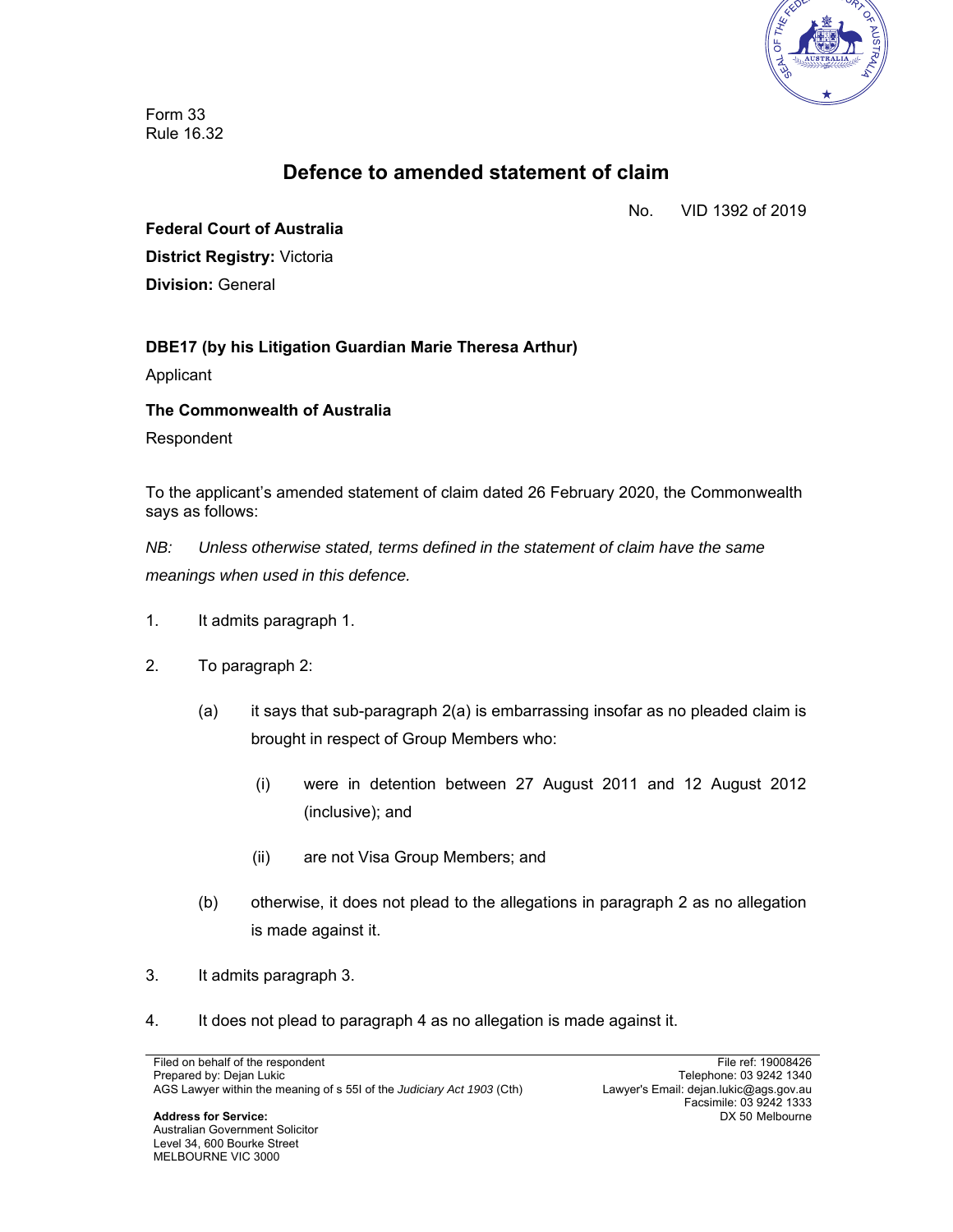Form 33
Rule 16.32

# Defence to amended statement of claim

No. VID 1392 of 2019

**Federal Court of Australia**

**District Registry:** Victoria

**Division:** General

**DBE17 (by his Litigation Guardian Marie Theresa Arthur)**

Applicant

**The Commonwealth of Australia**

Respondent

To the applicant's amended statement of claim dated 26 February 2020, the Commonwealth says as follows:

*NB: Unless otherwise stated, terms defined in the statement of claim have the same meanings when used in this defence.*

1. It admits paragraph 1.

2. To paragraph 2:

   (a) it says that sub-paragraph 2(a) is embarrassing insofar as no pleaded claim is brought in respect of Group Members who:

      (i) were in detention between 27 August 2011 and 12 August 2012 (inclusive); and

      (ii) are not Visa Group Members; and

   (b) otherwise, it does not plead to the allegations in paragraph 2 as no allegation is made against it.

3. It admits paragraph 3.

4. It does not plead to paragraph 4 as no allegation is made against it.

Filed on behalf of the respondent
Prepared by: Dejan Lukic
AGS Lawyer within the meaning of s 55I of the *Judiciary Act 1903* (Cth)

File ref: 19008426
Telephone: 03 9242 1340
Lawyer's Email: dejan.lukic@ags.gov.au
Facsimile: 03 9242 1333
DX 50 Melbourne

**Address for Service:**
Australian Government Solicitor
Level 34, 600 Bourke Street
MELBOURNE VIC 3000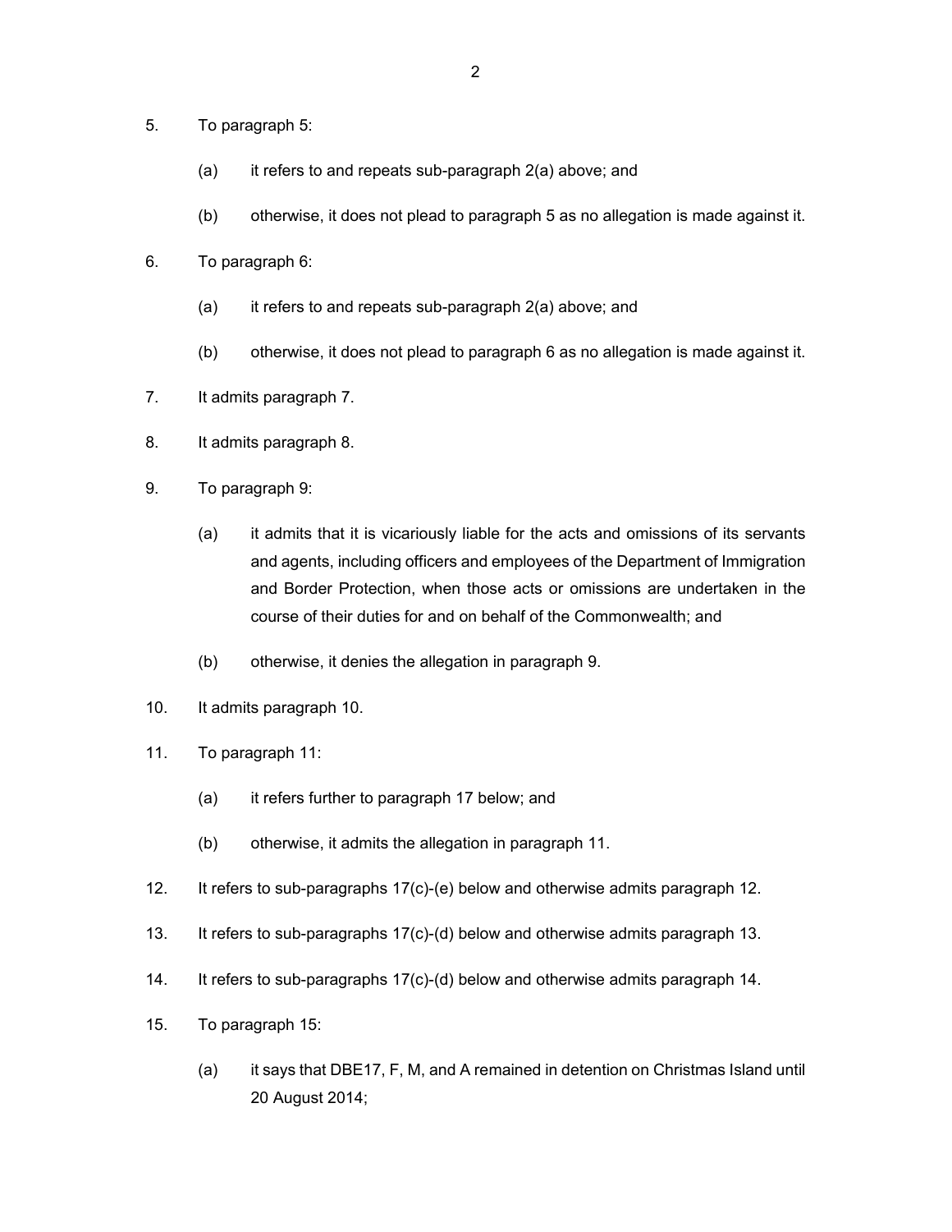5. To paragraph 5:

   (a) it refers to and repeats sub-paragraph 2(a) above; and

   (b) otherwise, it does not plead to paragraph 5 as no allegation is made against it.

6. To paragraph 6:

   (a) it refers to and repeats sub-paragraph 2(a) above; and

   (b) otherwise, it does not plead to paragraph 6 as no allegation is made against it.

7. It admits paragraph 7.

8. It admits paragraph 8.

9. To paragraph 9:

   (a) it admits that it is vicariously liable for the acts and omissions of its servants and agents, including officers and employees of the Department of Immigration and Border Protection, when those acts or omissions are undertaken in the course of their duties for and on behalf of the Commonwealth; and

   (b) otherwise, it denies the allegation in paragraph 9.

10. It admits paragraph 10.

11. To paragraph 11:

    (a) it refers further to paragraph 17 below; and

    (b) otherwise, it admits the allegation in paragraph 11.

12. It refers to sub-paragraphs 17(c)-(e) below and otherwise admits paragraph 12.

13. It refers to sub-paragraphs 17(c)-(d) below and otherwise admits paragraph 13.

14. It refers to sub-paragraphs 17(c)-(d) below and otherwise admits paragraph 14.

15. To paragraph 15:

    (a) it says that DBE17, F, M, and A remained in detention on Christmas Island until 20 August 2014;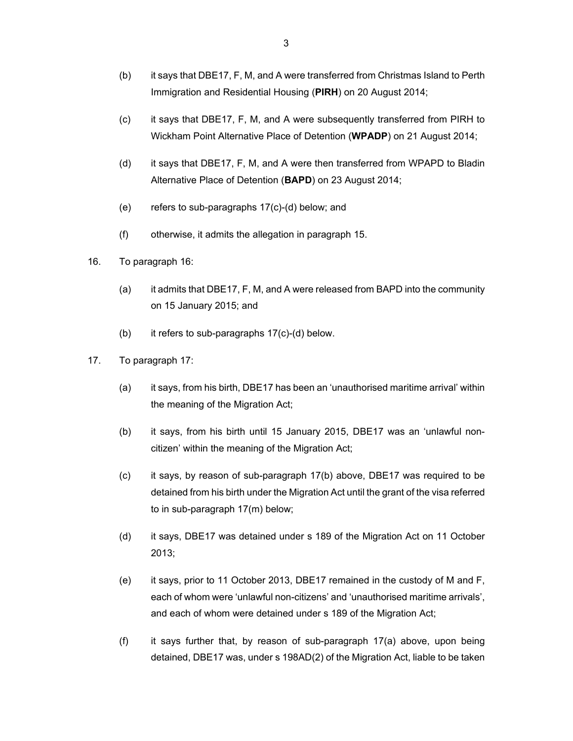(b) it says that DBE17, F, M, and A were transferred from Christmas Island to Perth Immigration and Residential Housing (**PIRH**) on 20 August 2014;

(c) it says that DBE17, F, M, and A were subsequently transferred from PIRH to Wickham Point Alternative Place of Detention (**WPADP**) on 21 August 2014;

(d) it says that DBE17, F, M, and A were then transferred from WPAPD to Bladin Alternative Place of Detention (**BAPD**) on 23 August 2014;

(e) refers to sub-paragraphs 17(c)-(d) below; and

(f) otherwise, it admits the allegation in paragraph 15.

16. To paragraph 16:

(a) it admits that DBE17, F, M, and A were released from BAPD into the community on 15 January 2015; and

(b) it refers to sub-paragraphs 17(c)-(d) below.

17. To paragraph 17:

(a) it says, from his birth, DBE17 has been an 'unauthorised maritime arrival' within the meaning of the Migration Act;

(b) it says, from his birth until 15 January 2015, DBE17 was an 'unlawful non-citizen' within the meaning of the Migration Act;

(c) it says, by reason of sub-paragraph 17(b) above, DBE17 was required to be detained from his birth under the Migration Act until the grant of the visa referred to in sub-paragraph 17(m) below;

(d) it says, DBE17 was detained under s 189 of the Migration Act on 11 October 2013;

(e) it says, prior to 11 October 2013, DBE17 remained in the custody of M and F, each of whom were 'unlawful non-citizens' and 'unauthorised maritime arrivals', and each of whom were detained under s 189 of the Migration Act;

(f) it says further that, by reason of sub-paragraph 17(a) above, upon being detained, DBE17 was, under s 198AD(2) of the Migration Act, liable to be taken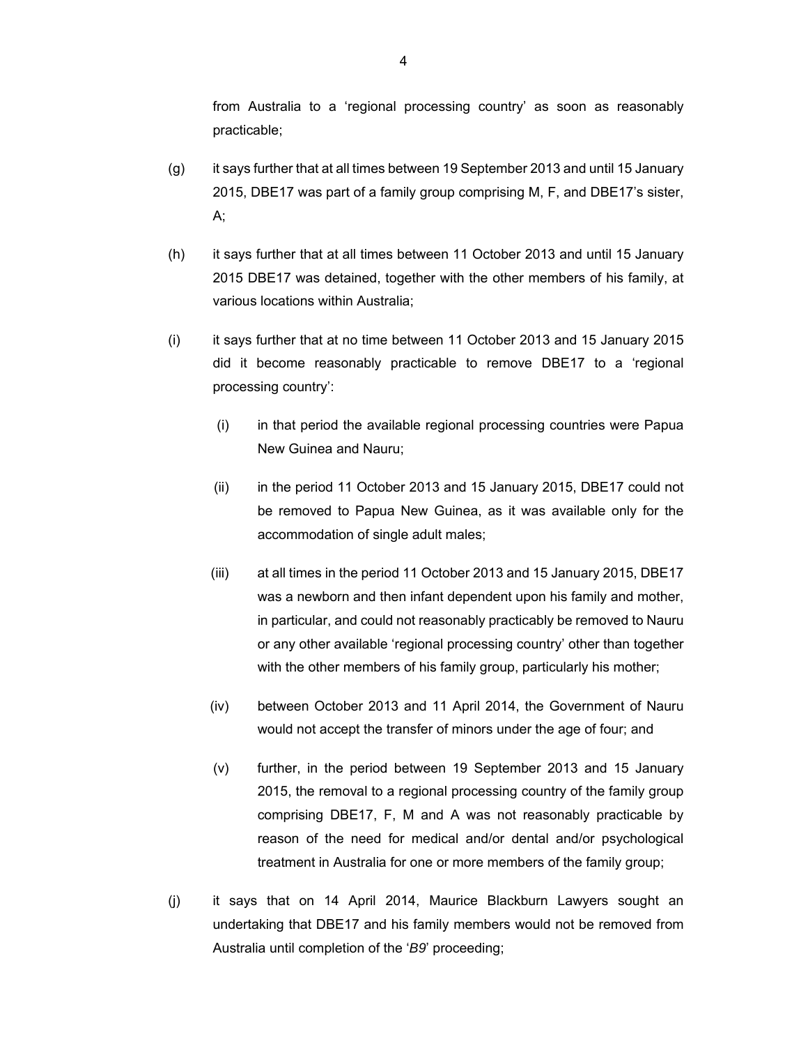from Australia to a 'regional processing country' as soon as reasonably practicable;

(g) it says further that at all times between 19 September 2013 and until 15 January 2015, DBE17 was part of a family group comprising M, F, and DBE17's sister, A;

(h) it says further that at all times between 11 October 2013 and until 15 January 2015 DBE17 was detained, together with the other members of his family, at various locations within Australia;

(i) it says further that at no time between 11 October 2013 and 15 January 2015 did it become reasonably practicable to remove DBE17 to a 'regional processing country':

  (i) in that period the available regional processing countries were Papua New Guinea and Nauru;

  (ii) in the period 11 October 2013 and 15 January 2015, DBE17 could not be removed to Papua New Guinea, as it was available only for the accommodation of single adult males;

  (iii) at all times in the period 11 October 2013 and 15 January 2015, DBE17 was a newborn and then infant dependent upon his family and mother, in particular, and could not reasonably practicably be removed to Nauru or any other available 'regional processing country' other than together with the other members of his family group, particularly his mother;

  (iv) between October 2013 and 11 April 2014, the Government of Nauru would not accept the transfer of minors under the age of four; and

  (v) further, in the period between 19 September 2013 and 15 January 2015, the removal to a regional processing country of the family group comprising DBE17, F, M and A was not reasonably practicable by reason of the need for medical and/or dental and/or psychological treatment in Australia for one or more members of the family group;

(j) it says that on 14 April 2014, Maurice Blackburn Lawyers sought an undertaking that DBE17 and his family members would not be removed from Australia until completion of the '*B9*' proceeding;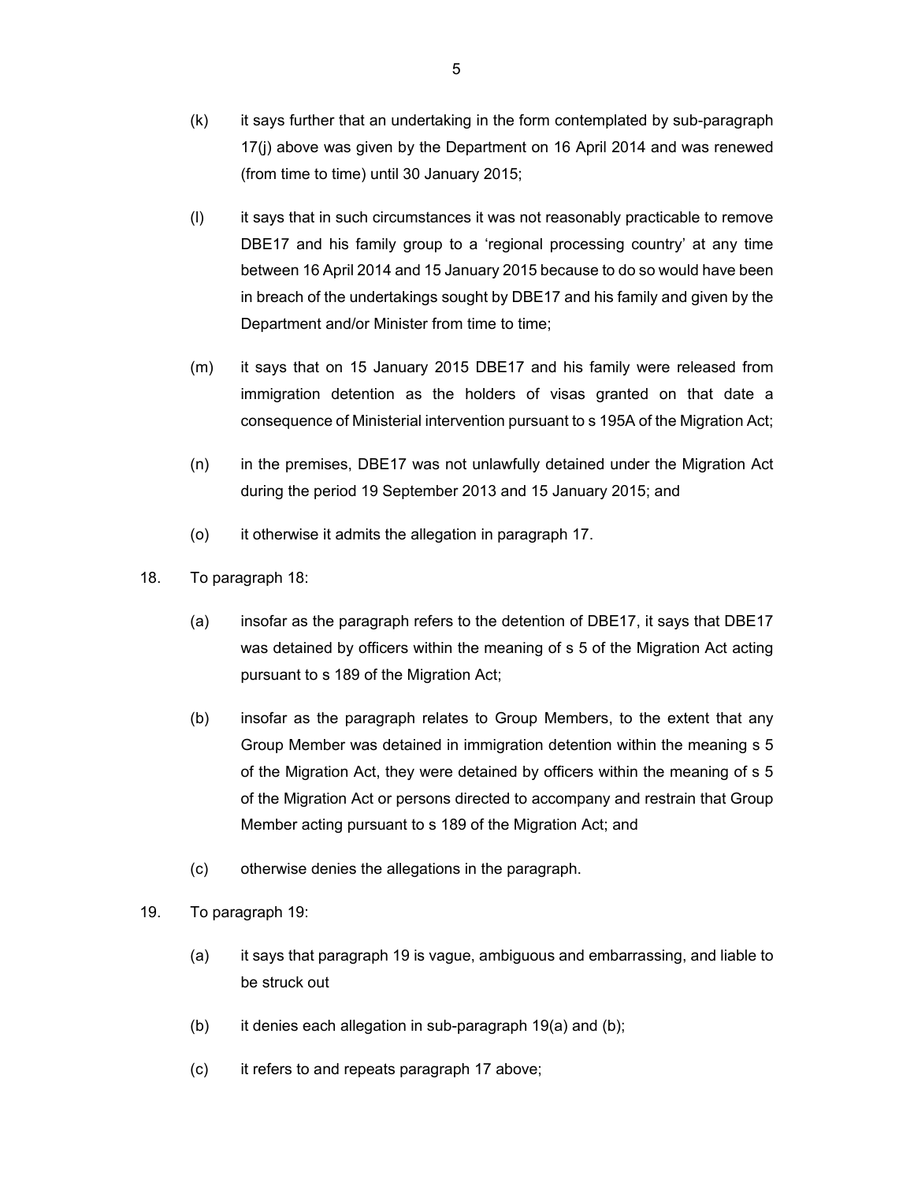(k) it says further that an undertaking in the form contemplated by sub-paragraph 17(j) above was given by the Department on 16 April 2014 and was renewed (from time to time) until 30 January 2015;

(l) it says that in such circumstances it was not reasonably practicable to remove DBE17 and his family group to a 'regional processing country' at any time between 16 April 2014 and 15 January 2015 because to do so would have been in breach of the undertakings sought by DBE17 and his family and given by the Department and/or Minister from time to time;

(m) it says that on 15 January 2015 DBE17 and his family were released from immigration detention as the holders of visas granted on that date a consequence of Ministerial intervention pursuant to s 195A of the Migration Act;

(n) in the premises, DBE17 was not unlawfully detained under the Migration Act during the period 19 September 2013 and 15 January 2015; and

(o) it otherwise it admits the allegation in paragraph 17.

18. To paragraph 18:

(a) insofar as the paragraph refers to the detention of DBE17, it says that DBE17 was detained by officers within the meaning of s 5 of the Migration Act acting pursuant to s 189 of the Migration Act;

(b) insofar as the paragraph relates to Group Members, to the extent that any Group Member was detained in immigration detention within the meaning s 5 of the Migration Act, they were detained by officers within the meaning of s 5 of the Migration Act or persons directed to accompany and restrain that Group Member acting pursuant to s 189 of the Migration Act; and

(c) otherwise denies the allegations in the paragraph.

19. To paragraph 19:

(a) it says that paragraph 19 is vague, ambiguous and embarrassing, and liable to be struck out

(b) it denies each allegation in sub-paragraph 19(a) and (b);

(c) it refers to and repeats paragraph 17 above;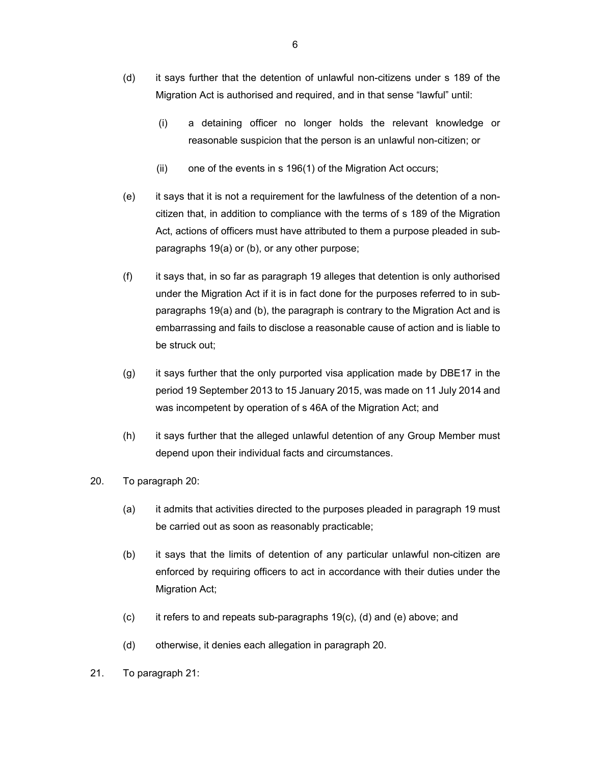(d) it says further that the detention of unlawful non-citizens under s 189 of the Migration Act is authorised and required, and in that sense "lawful" until:

 (i) a detaining officer no longer holds the relevant knowledge or reasonable suspicion that the person is an unlawful non-citizen; or

 (ii) one of the events in s 196(1) of the Migration Act occurs;

(e) it says that it is not a requirement for the lawfulness of the detention of a non-citizen that, in addition to compliance with the terms of s 189 of the Migration Act, actions of officers must have attributed to them a purpose pleaded in sub-paragraphs 19(a) or (b), or any other purpose;

(f) it says that, in so far as paragraph 19 alleges that detention is only authorised under the Migration Act if it is in fact done for the purposes referred to in sub-paragraphs 19(a) and (b), the paragraph is contrary to the Migration Act and is embarrassing and fails to disclose a reasonable cause of action and is liable to be struck out;

(g) it says further that the only purported visa application made by DBE17 in the period 19 September 2013 to 15 January 2015, was made on 11 July 2014 and was incompetent by operation of s 46A of the Migration Act; and

(h) it says further that the alleged unlawful detention of any Group Member must depend upon their individual facts and circumstances.

20. To paragraph 20:

 (a) it admits that activities directed to the purposes pleaded in paragraph 19 must be carried out as soon as reasonably practicable;

 (b) it says that the limits of detention of any particular unlawful non-citizen are enforced by requiring officers to act in accordance with their duties under the Migration Act;

 (c) it refers to and repeats sub-paragraphs 19(c), (d) and (e) above; and

 (d) otherwise, it denies each allegation in paragraph 20.

21. To paragraph 21: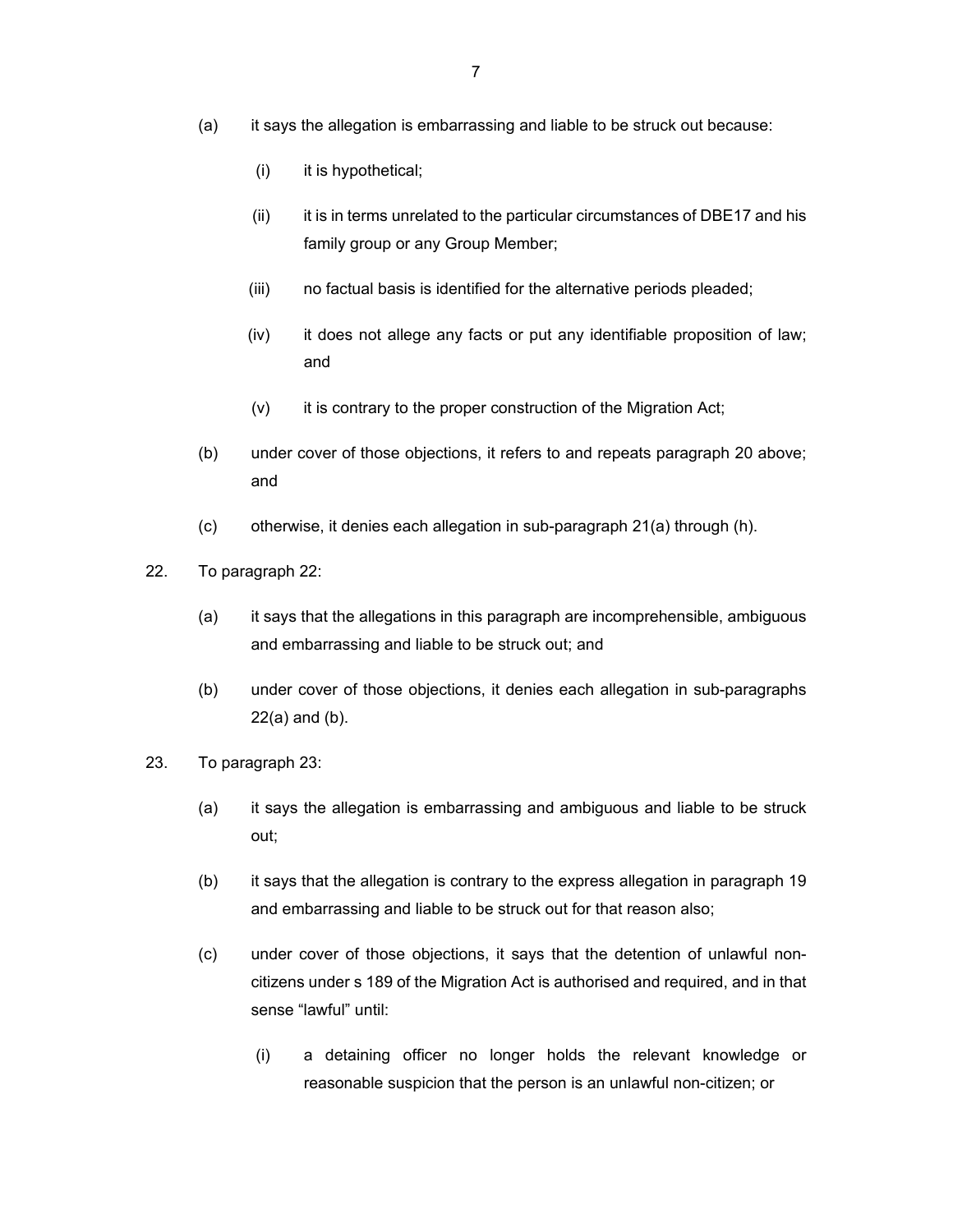(a) it says the allegation is embarrassing and liable to be struck out because:

   (i) it is hypothetical;

   (ii) it is in terms unrelated to the particular circumstances of DBE17 and his family group or any Group Member;

   (iii) no factual basis is identified for the alternative periods pleaded;

   (iv) it does not allege any facts or put any identifiable proposition of law; and

   (v) it is contrary to the proper construction of the Migration Act;

(b) under cover of those objections, it refers to and repeats paragraph 20 above; and

(c) otherwise, it denies each allegation in sub-paragraph 21(a) through (h).

22. To paragraph 22:

(a) it says that the allegations in this paragraph are incomprehensible, ambiguous and embarrassing and liable to be struck out; and

(b) under cover of those objections, it denies each allegation in sub-paragraphs 22(a) and (b).

23. To paragraph 23:

(a) it says the allegation is embarrassing and ambiguous and liable to be struck out;

(b) it says that the allegation is contrary to the express allegation in paragraph 19 and embarrassing and liable to be struck out for that reason also;

(c) under cover of those objections, it says that the detention of unlawful non-citizens under s 189 of the Migration Act is authorised and required, and in that sense "lawful" until:

   (i) a detaining officer no longer holds the relevant knowledge or reasonable suspicion that the person is an unlawful non-citizen; or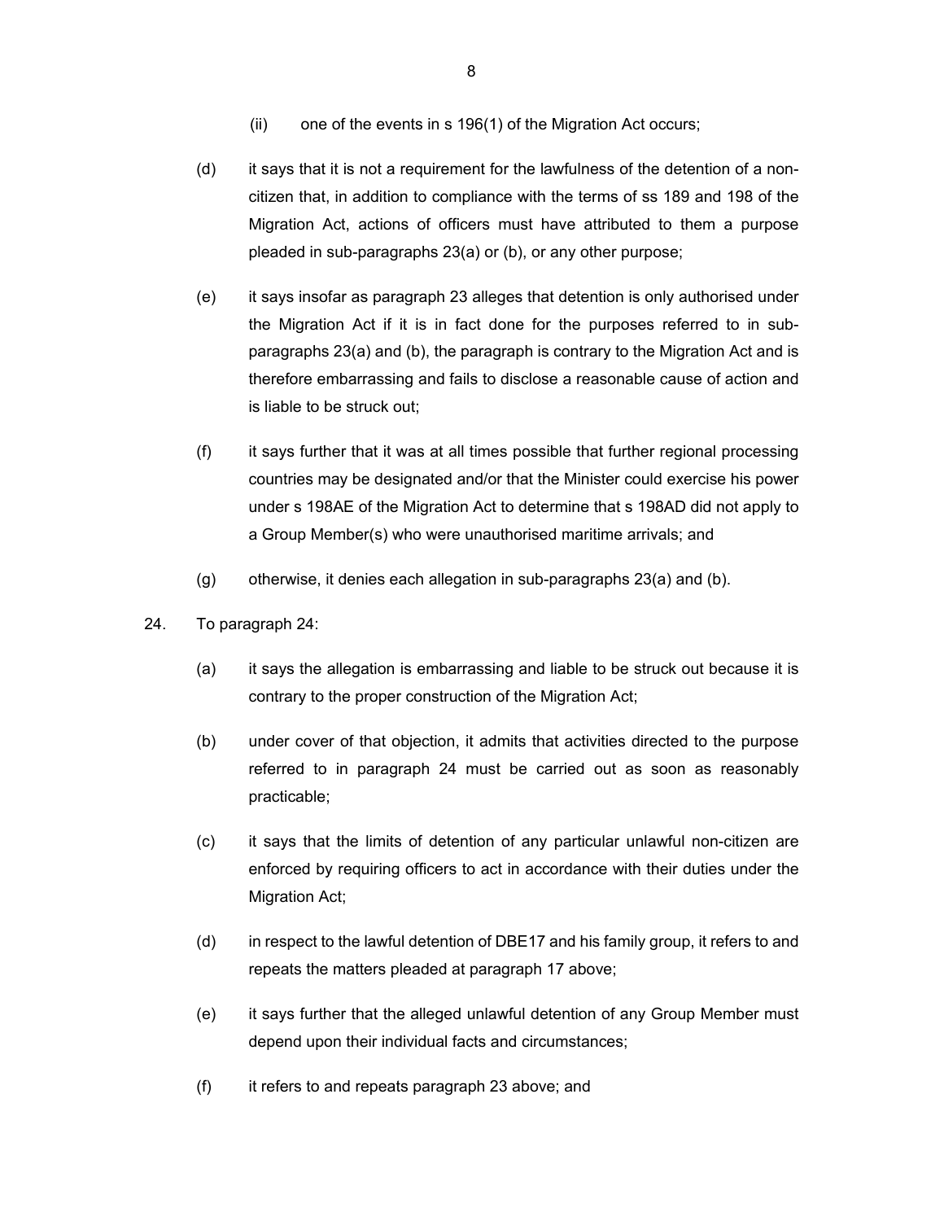(ii) one of the events in s 196(1) of the Migration Act occurs;

(d) it says that it is not a requirement for the lawfulness of the detention of a non-citizen that, in addition to compliance with the terms of ss 189 and 198 of the Migration Act, actions of officers must have attributed to them a purpose pleaded in sub-paragraphs 23(a) or (b), or any other purpose;

(e) it says insofar as paragraph 23 alleges that detention is only authorised under the Migration Act if it is in fact done for the purposes referred to in sub-paragraphs 23(a) and (b), the paragraph is contrary to the Migration Act and is therefore embarrassing and fails to disclose a reasonable cause of action and is liable to be struck out;

(f) it says further that it was at all times possible that further regional processing countries may be designated and/or that the Minister could exercise his power under s 198AE of the Migration Act to determine that s 198AD did not apply to a Group Member(s) who were unauthorised maritime arrivals; and

(g) otherwise, it denies each allegation in sub-paragraphs 23(a) and (b).

24. To paragraph 24:

(a) it says the allegation is embarrassing and liable to be struck out because it is contrary to the proper construction of the Migration Act;

(b) under cover of that objection, it admits that activities directed to the purpose referred to in paragraph 24 must be carried out as soon as reasonably practicable;

(c) it says that the limits of detention of any particular unlawful non-citizen are enforced by requiring officers to act in accordance with their duties under the Migration Act;

(d) in respect to the lawful detention of DBE17 and his family group, it refers to and repeats the matters pleaded at paragraph 17 above;

(e) it says further that the alleged unlawful detention of any Group Member must depend upon their individual facts and circumstances;

(f) it refers to and repeats paragraph 23 above; and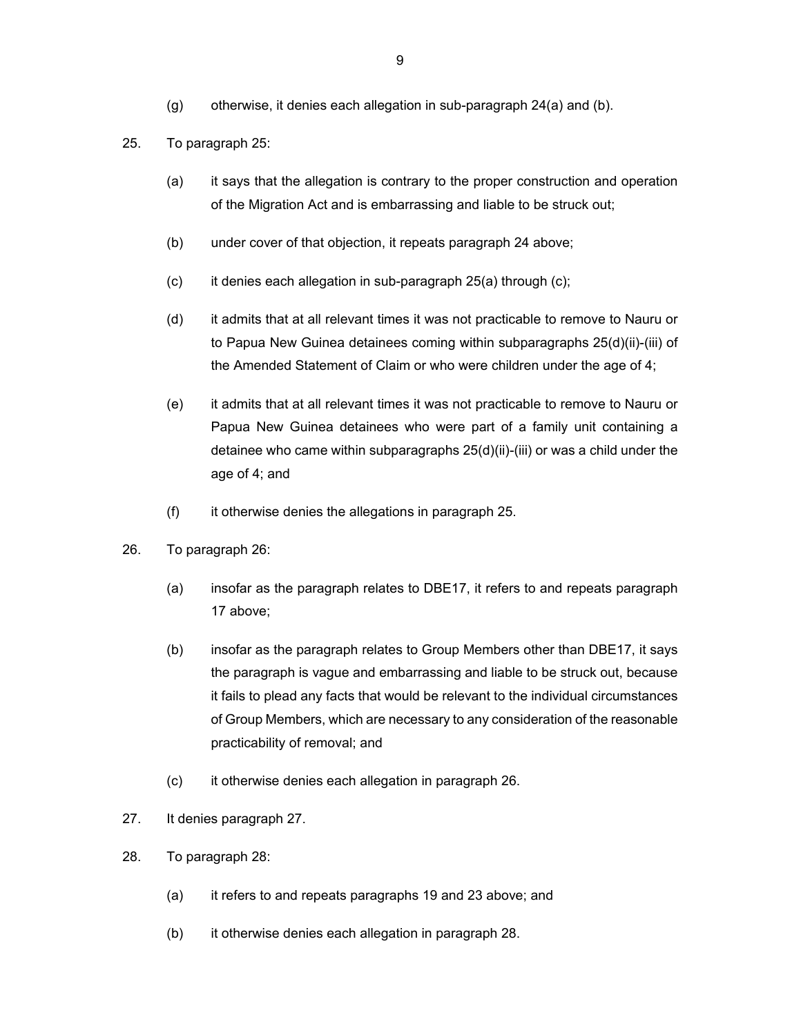(g) otherwise, it denies each allegation in sub-paragraph 24(a) and (b).

25. To paragraph 25:

(a) it says that the allegation is contrary to the proper construction and operation of the Migration Act and is embarrassing and liable to be struck out;

(b) under cover of that objection, it repeats paragraph 24 above;

(c) it denies each allegation in sub-paragraph 25(a) through (c);

(d) it admits that at all relevant times it was not practicable to remove to Nauru or to Papua New Guinea detainees coming within subparagraphs 25(d)(ii)-(iii) of the Amended Statement of Claim or who were children under the age of 4;

(e) it admits that at all relevant times it was not practicable to remove to Nauru or Papua New Guinea detainees who were part of a family unit containing a detainee who came within subparagraphs 25(d)(ii)-(iii) or was a child under the age of 4; and

(f) it otherwise denies the allegations in paragraph 25.

26. To paragraph 26:

(a) insofar as the paragraph relates to DBE17, it refers to and repeats paragraph 17 above;

(b) insofar as the paragraph relates to Group Members other than DBE17, it says the paragraph is vague and embarrassing and liable to be struck out, because it fails to plead any facts that would be relevant to the individual circumstances of Group Members, which are necessary to any consideration of the reasonable practicability of removal; and

(c) it otherwise denies each allegation in paragraph 26.

27. It denies paragraph 27.

28. To paragraph 28:

(a) it refers to and repeats paragraphs 19 and 23 above; and

(b) it otherwise denies each allegation in paragraph 28.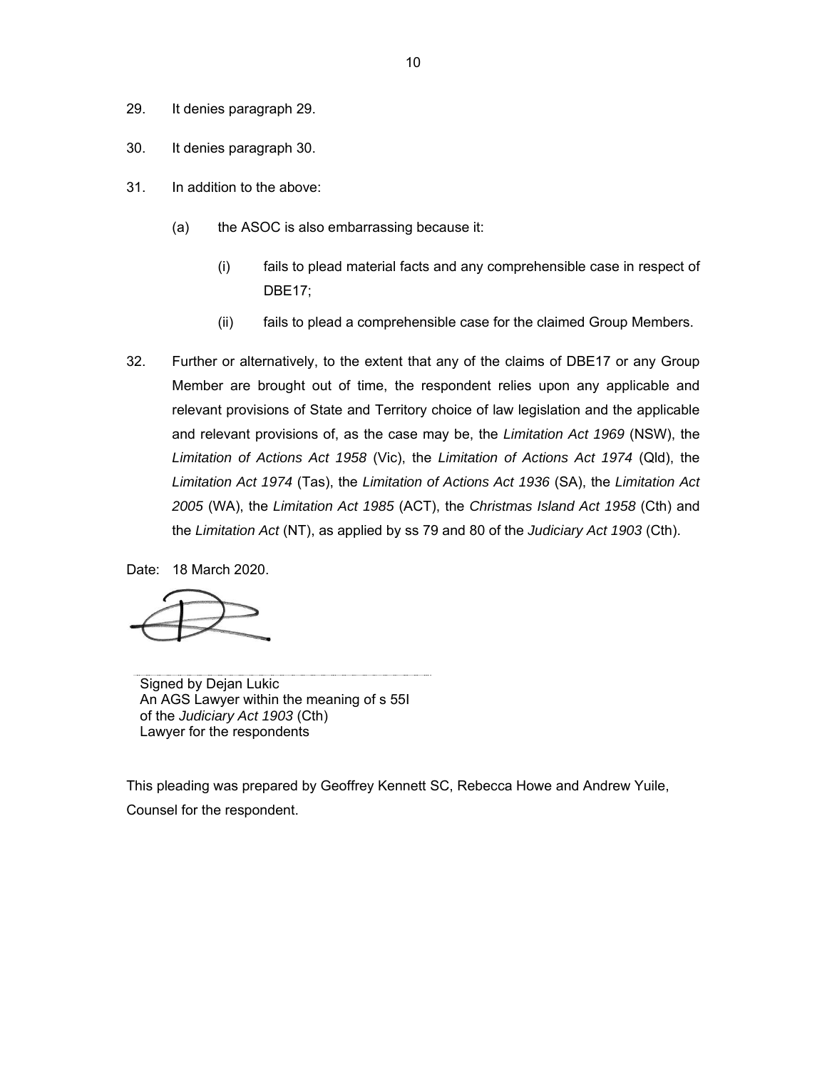29. It denies paragraph 29.

30. It denies paragraph 30.

31. In addition to the above:

    (a) the ASOC is also embarrassing because it:

        (i) fails to plead material facts and any comprehensible case in respect of DBE17;

        (ii) fails to plead a comprehensible case for the claimed Group Members.

32. Further or alternatively, to the extent that any of the claims of DBE17 or any Group Member are brought out of time, the respondent relies upon any applicable and relevant provisions of State and Territory choice of law legislation and the applicable and relevant provisions of, as the case may be, the *Limitation Act 1969* (NSW), the *Limitation of Actions Act 1958* (Vic), the *Limitation of Actions Act 1974* (Qld), the *Limitation Act 1974* (Tas), the *Limitation of Actions Act 1936* (SA), the *Limitation Act 2005* (WA), the *Limitation Act 1985* (ACT), the *Christmas Island Act 1958* (Cth) and the *Limitation Act* (NT), as applied by ss 79 and 80 of the *Judiciary Act 1903* (Cth).

Date: 18 March 2020.

Signed by Dejan Lukic
An AGS Lawyer within the meaning of s 55I of the *Judiciary Act 1903* (Cth)
Lawyer for the respondents

This pleading was prepared by Geoffrey Kennett SC, Rebecca Howe and Andrew Yuile, Counsel for the respondent.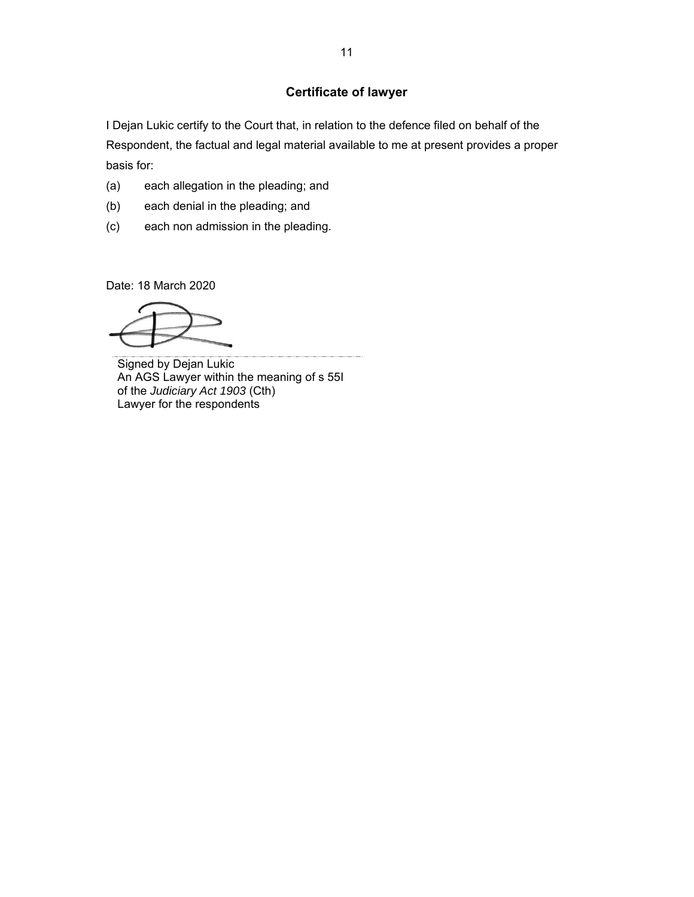## Certificate of lawyer

I Dejan Lukic certify to the Court that, in relation to the defence filed on behalf of the Respondent, the factual and legal material available to me at present provides a proper basis for:

(a) each allegation in the pleading; and

(b) each denial in the pleading; and

(c) each non admission in the pleading.

Date: 18 March 2020

Signed by Dejan Lukic
An AGS Lawyer within the meaning of s 55I of the *Judiciary Act 1903* (Cth)
Lawyer for the respondents